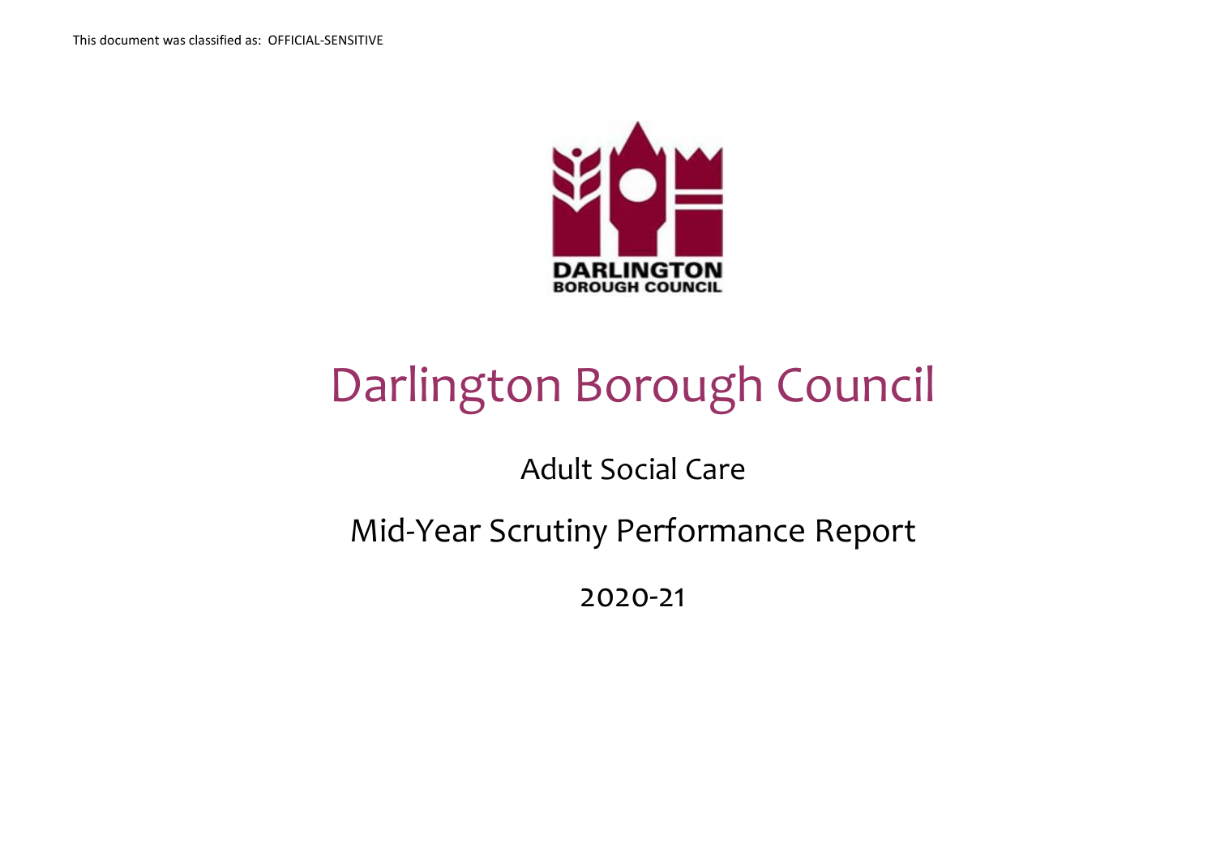This document was classified as: OFFICIAL-SENSITIVE

# Darlington Borough Council

## Adult Social Care

## Mid-Year Scrutiny Performance Report

## 2020-21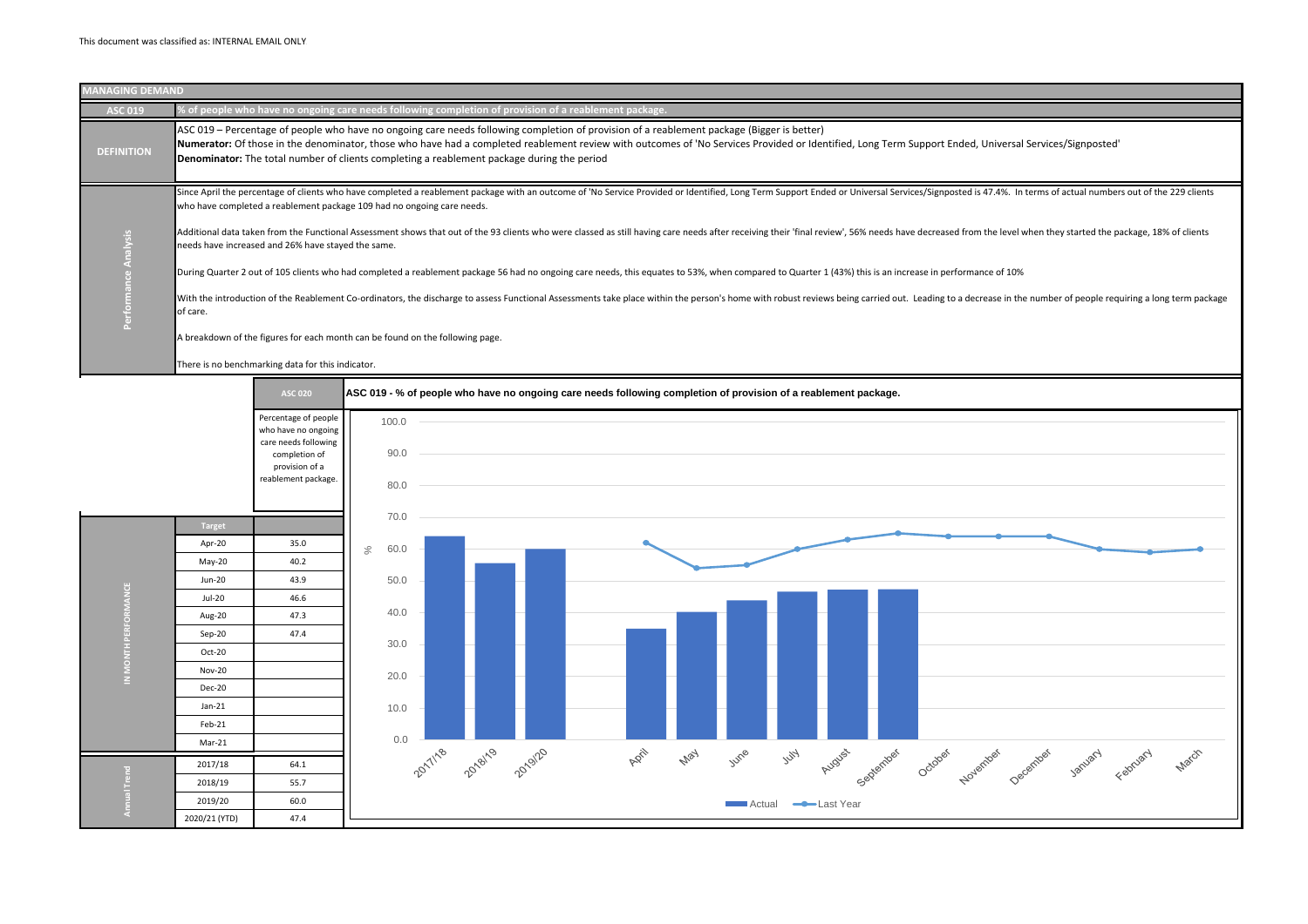This document was classified as: INTERNAL EMAIL ONLY

## MANAGING DEMAND

**ASC 019** — % of people who have no ongoing care needs following completion of provision of a reablement package.

**DEFINITION**

ASC 019 – Percentage of people who have no ongoing care needs following completion of provision of a reablement package (Bigger is better)
**Numerator:** Of those in the denominator, those who have had a completed reablement review with outcomes of 'No Services Provided or Identified, Long Term Support Ended, Universal Services/Signposted'
**Denominator:** The total number of clients completing a reablement package during the period

**Performance Analysis**

Since April the percentage of clients who have completed a reablement package with an outcome of 'No Service Provided or Identified, Long Term Support Ended or Universal Services/Signposted is 47.4%. In terms of actual numbers out of the 229 clients who have completed a reablement package 109 had no ongoing care needs.

Additional data taken from the Functional Assessment shows that out of the 93 clients who were classed as still having care needs after receiving their 'final review', 56% needs have decreased from the level when they started the package, 18% of clients needs have increased and 26% have stayed the same.

During Quarter 2 out of 105 clients who had completed a reablement package 56 had no ongoing care needs, this equates to 53%, when compared to Quarter 1 (43%) this is an increase in performance of 10%

With the introduction of the Reablement Co-ordinators, the discharge to assess Functional Assessments take place within the person's home with robust reviews being carried out. Leading to a decrease in the number of people requiring a long term package of care.

A breakdown of the figures for each month can be found on the following page.

There is no benchmarking data for this indicator.

| | | ASC 020 |
|---|---|---|
| | | Percentage of people who have no ongoing care needs following completion of provision of a reablement package. |
| IN MONTH PERFORMANCE | Target | |
| | Apr-20 | 35.0 |
| | May-20 | 40.2 |
| | Jun-20 | 43.9 |
| | Jul-20 | 46.6 |
| | Aug-20 | 47.3 |
| | Sep-20 | 47.4 |
| | Oct-20 | |
| | Nov-20 | |
| | Dec-20 | |
| | Jan-21 | |
| | Feb-21 | |
| | Mar-21 | |
| Annual Trend | 2017/18 | 64.1 |
| | 2018/19 | 55.7 |
| | 2019/20 | 60.0 |
| | 2020/21 (YTD) | 47.4 |

**ASC 019 - % of people who have no ongoing care needs following completion of provision of a reablement package.**

Chart legend: Actual; Last Year. Y-axis: % (0.0–100.0). X-axis: 2017/18, 2018/19, 2019/20, April, May, June, July, August, September, October, November, December, January, February, March.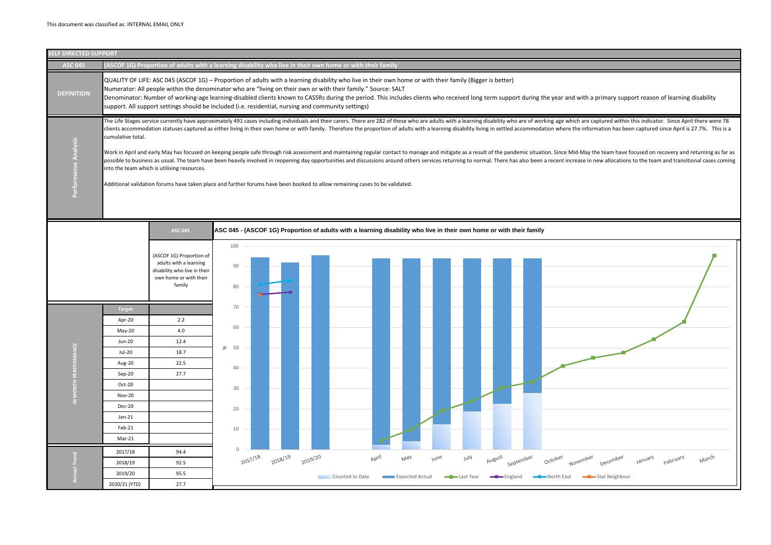This document was classified as: INTERNAL EMAIL ONLY

## SELF DIRECTED SUPPORT

### ASC 045 (ASCOF 1G) Proportion of adults with a learning disability who live in their own home or with their family

**DEFINITION**

QUALITY OF LIFE: ASC 045 (ASCOF 1G) – Proportion of adults with a learning disability who live in their own home or with their family (Bigger is better)
Numerator: All people within the denominator who are "living on their own or with their family." Source: SALT
Denominator: Number of working-age learning-disabled clients known to CASSRs during the period. This includes clients who received long term support during the year and with a primary support reason of learning disability support. All support settings should be included (i.e. residential, nursing and community settings)

**Performance Analysis**

The Life Stages service currently have approximately 491 cases including individuals and their carers. There are 282 of these who are adults with a learning disability who are of working age which are captured within this indicator. Since April there were 78 clients accommodation statuses captured as either living in their own home or with family. Therefore the proportion of adults with a learning disability living in settled accommodation where the information has been captured since April is 27.7%. This is a cumulative total.

Work in April and early May has focused on keeping people safe through risk assessment and maintaining regular contact to manage and mitigate as a result of the pandemic situation. Since Mid-May the team have focused on recovery and returning as far as possible to business as usual. The team have been heavily involved in reopening day opportunities and discussions around others services returning to normal. There has also been a recent increase in new allocations to the team and transitional cases coming into the team which is utilising resources.

Additional validation forums have taken place and further forums have been booked to allow remaining cases to be validated.

| | | ASC 045 |
|---|---|---|
| | | (ASCOF 1G) Proportion of adults with a learning disability who live in their own home or with their family |
| | Target | |
| IN MONTH PERFORMANCE | Apr-20 | 2.2 |
| | May-20 | 4.0 |
| | Jun-20 | 12.4 |
| | Jul-20 | 18.7 |
| | Aug-20 | 22.5 |
| | Sep-20 | 27.7 |
| | Oct-20 | |
| | Nov-20 | |
| | Dec-20 | |
| | Jan-21 | |
| | Feb-21 | |
| | Mar-21 | |
| Annual Trend | 2017/18 | 94.4 |
| | 2018/19 | 92.5 |
| | 2019/20 | 95.5 |
| | 2020/21 (YTD) | 27.7 |

**ASC 045 - (ASCOF 1G) Proportion of adults with a learning disability who live in their own home or with their family**

(Chart: % axis 0–100; categories 2017/18, 2018/19, 2019/20, April–March; series: Counted to Date, Expected Actual, Last Year, England, North East, Stat Neighbour)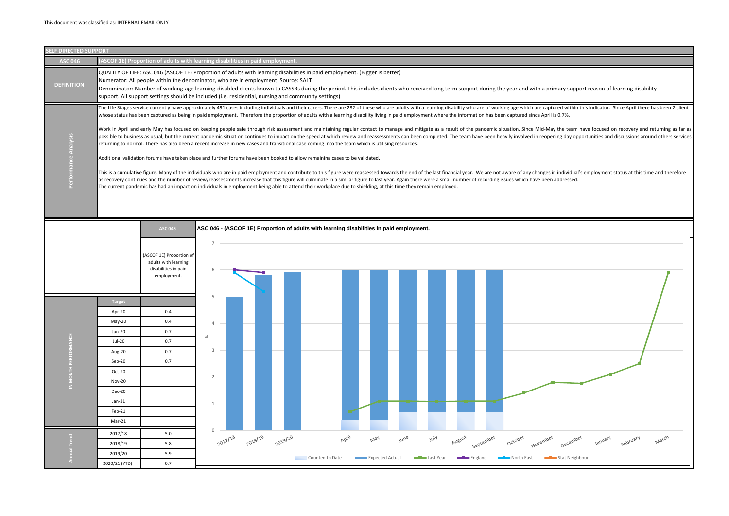This document was classified as: INTERNAL EMAIL ONLY

## SELF DIRECTED SUPPORT

### ASC 046 — (ASCOF 1E) Proportion of adults with learning disabilities in paid employment.

**DEFINITION**

QUALITY OF LIFE: ASC 046 (ASCOF 1E) Proportion of adults with learning disabilities in paid employment. (Bigger is better)
Numerator: All people within the denominator, who are in employment. Source: SALT
Denominator: Number of working-age learning-disabled clients known to CASSRs during the period. This includes clients who received long term support during the year and with a primary support reason of learning disability support. All support settings should be included (i.e. residential, nursing and community settings)

**Performance Analysis**

The Life Stages service currently have approximately 491 cases including individuals and their carers. There are 282 of these who are adults with a learning disability who are of working age which are captured within this indicator. Since April there has been 2 client whose status has been captured as being in paid employment. Therefore the proportion of adults with a learning disability living in paid employment where the information has been captured since April is 0.7%.

Work in April and early May has focused on keeping people safe through risk assessment and maintaining regular contact to manage and mitigate as a result of the pandemic situation. Since Mid-May the team have focused on recovery and returning as far as possible to business as usual, but the current pandemic situation continues to impact on the speed at which review and reassessments can been completed. The team have been heavily involved in reopening day opportunities and discussions around others services returning to normal. There has also been a recent increase in new cases and transitional case coming into the team which is utilising resources.

Additional validation forums have taken place and further forums have been booked to allow remaining cases to be validated.

This is a cumulative figure. Many of the individuals who are in paid employment and contribute to this figure were reassessed towards the end of the last financial year. We are not aware of any changes in individual's employment status at this time and therefore as recovery continues and the number of review/reassessments increase that this figure will culminate in a similar figure to last year. Again there were a small number of recording issues which have been addressed.
The current pandemic has had an impact on individuals in employment being able to attend their workplace due to shielding, at this time they remain employed.

| | Target | ASC 046 (ASCOF 1E) Proportion of adults with learning disabilities in paid employment. |
|---|---|---|
| IN MONTH PERFORMANCE | Apr-20 | 0.4 |
| | May-20 | 0.4 |
| | Jun-20 | 0.7 |
| | Jul-20 | 0.7 |
| | Aug-20 | 0.7 |
| | Sep-20 | 0.7 |
| | Oct-20 | |
| | Nov-20 | |
| | Dec-20 | |
| | Jan-21 | |
| | Feb-21 | |
| | Mar-21 | |
| Annual Trend | 2017/18 | 5.0 |
| | 2018/19 | 5.8 |
| | 2019/20 | 5.9 |
| | 2020/21 (YTD) | 0.7 |

**ASC 046 - (ASCOF 1E) Proportion of adults with learning disabilities in paid employment.**

Legend: Counted to Date, Expected Actual, Last Year, England, North East, Stat Neighbour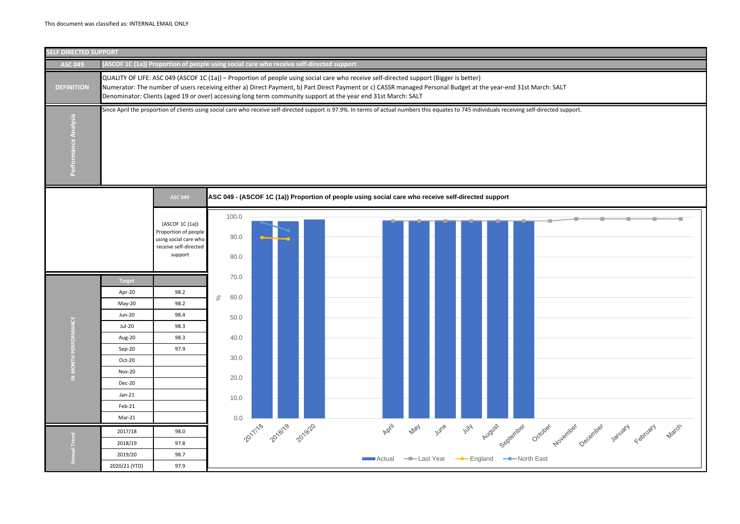This document was classified as: INTERNAL EMAIL ONLY

## SELF DIRECTED SUPPORT

**ASC 049** — (ASCOF 1C (1a)) Proportion of people using social care who receive self-directed support

**DEFINITION**

QUALITY OF LIFE: ASC 049 (ASCOF 1C (1a)) – Proportion of people using social care who receive self-directed support (Bigger is better)
Numerator: The number of users receiving either a) Direct Payment, b) Part Direct Payment or c) CASSR managed Personal Budget at the year-end 31st March: SALT
Denominator: Clients (aged 19 or over) accessing long term community support at the year end 31st March: SALT

**Performance Analysis**

Since April the proportion of clients using social care who receive self-directed support is 97.9%. In terms of actual numbers this equates to 745 individuals receiving self-directed support.

| | | ASC 049 |
|---|---|---|
| | | (ASCOF 1C (1a)) Proportion of people using social care who receive self-directed support |
| IN MONTH PERFORMANCE | Target | |
| | Apr-20 | 98.2 |
| | May-20 | 98.2 |
| | Jun-20 | 98.4 |
| | Jul-20 | 98.3 |
| | Aug-20 | 98.3 |
| | Sep-20 | 97.9 |
| | Oct-20 | |
| | Nov-20 | |
| | Dec-20 | |
| | Jan-21 | |
| | Feb-21 | |
| | Mar-21 | |
| Annual Trend | 2017/18 | 98.0 |
| | 2018/19 | 97.8 |
| | 2019/20 | 98.7 |
| | 2020/21 (YTD) | 97.9 |

**ASC 049 - (ASCOF 1C (1a)) Proportion of people using social care who receive self-directed support**

Legend: Actual, Last Year, England, North East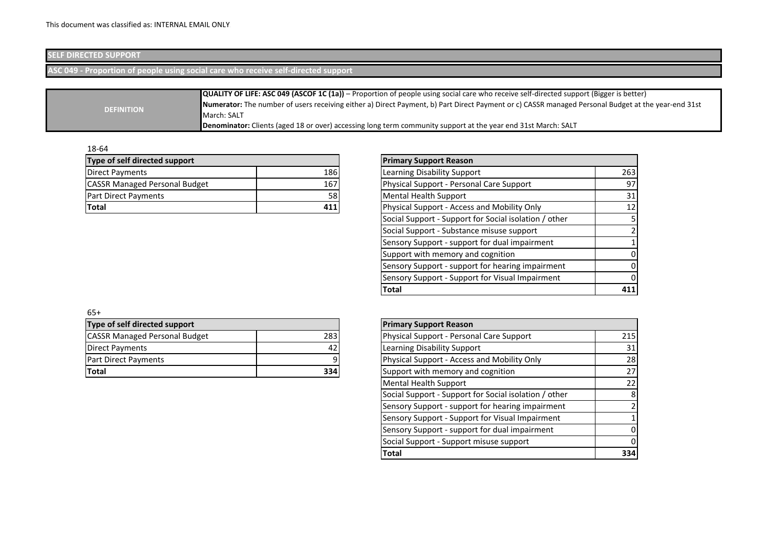This document was classified as: INTERNAL EMAIL ONLY

## SELF DIRECTED SUPPORT

### ASC 049 - Proportion of people using social care who receive self-directed support

| DEFINITION | |
|---|---|
| | **QUALITY OF LIFE: ASC 049 (ASCOF 1C (1a))** – Proportion of people using social care who receive self-directed support (Bigger is better)<br>**Numerator:** The number of users receiving either a) Direct Payment, b) Part Direct Payment or c) CASSR managed Personal Budget at the year-end 31st March: SALT<br>**Denominator:** Clients (aged 18 or over) accessing long term community support at the year end 31st March: SALT |

18-64

| Type of self directed support | |
|---|---|
| Direct Payments | 186 |
| CASSR Managed Personal Budget | 167 |
| Part Direct Payments | 58 |
| **Total** | **411** |

| Primary Support Reason | |
|---|---|
| Learning Disability Support | 263 |
| Physical Support - Personal Care Support | 97 |
| Mental Health Support | 31 |
| Physical Support - Access and Mobility Only | 12 |
| Social Support - Support for Social isolation / other | 5 |
| Social Support - Substance misuse support | 2 |
| Sensory Support - support for dual impairment | 1 |
| Support with memory and cognition | 0 |
| Sensory Support - support for hearing impairment | 0 |
| Sensory Support - Support for Visual Impairment | 0 |
| **Total** | **411** |

65+

| Type of self directed support | |
|---|---|
| CASSR Managed Personal Budget | 283 |
| Direct Payments | 42 |
| Part Direct Payments | 9 |
| **Total** | **334** |

| Primary Support Reason | |
|---|---|
| Physical Support - Personal Care Support | 215 |
| Learning Disability Support | 31 |
| Physical Support - Access and Mobility Only | 28 |
| Support with memory and cognition | 27 |
| Mental Health Support | 22 |
| Social Support - Support for Social isolation / other | 8 |
| Sensory Support - support for hearing impairment | 2 |
| Sensory Support - Support for Visual Impairment | 1 |
| Sensory Support - support for dual impairment | 0 |
| Social Support - Support misuse support | 0 |
| **Total** | **334** |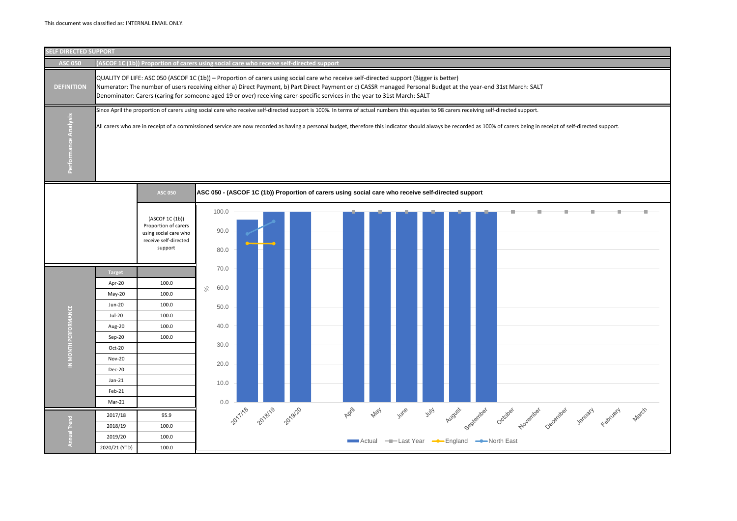This document was classified as: INTERNAL EMAIL ONLY

## SELF DIRECTED SUPPORT

**ASC 050** — (ASCOF 1C (1b)) Proportion of carers using social care who receive self-directed support

**DEFINITION**

QUALITY OF LIFE: ASC 050 (ASCOF 1C (1b)) – Proportion of carers using social care who receive self-directed support (Bigger is better)
Numerator: The number of users receiving either a) Direct Payment, b) Part Direct Payment or c) CASSR managed Personal Budget at the year-end 31st March: SALT
Denominator: Carers (caring for someone aged 19 or over) receiving carer-specific services in the year to 31st March: SALT

**Performance Analysis**

Since April the proportion of carers using social care who receive self-directed support is 100%. In terms of actual numbers this equates to 98 carers receiving self-directed support.

All carers who are in receipt of a commissioned service are now recorded as having a personal budget, therefore this indicator should always be recorded as 100% of carers being in receipt of self-directed support.

| | | ASC 050 |
|---|---|---|
| | | (ASCOF 1C (1b)) Proportion of carers using social care who receive self-directed support |
| IN MONTH PERFORMANCE | Target | |
| | Apr-20 | 100.0 |
| | May-20 | 100.0 |
| | Jun-20 | 100.0 |
| | Jul-20 | 100.0 |
| | Aug-20 | 100.0 |
| | Sep-20 | 100.0 |
| | Oct-20 | |
| | Nov-20 | |
| | Dec-20 | |
| | Jan-21 | |
| | Feb-21 | |
| | Mar-21 | |
| Annual Trend | 2017/18 | 95.9 |
| | 2018/19 | 100.0 |
| | 2019/20 | 100.0 |
| | 2020/21 (YTD) | 100.0 |

**ASC 050 - (ASCOF 1C (1b)) Proportion of carers using social care who receive self-directed support**

Legend: Actual, Last Year, England, North East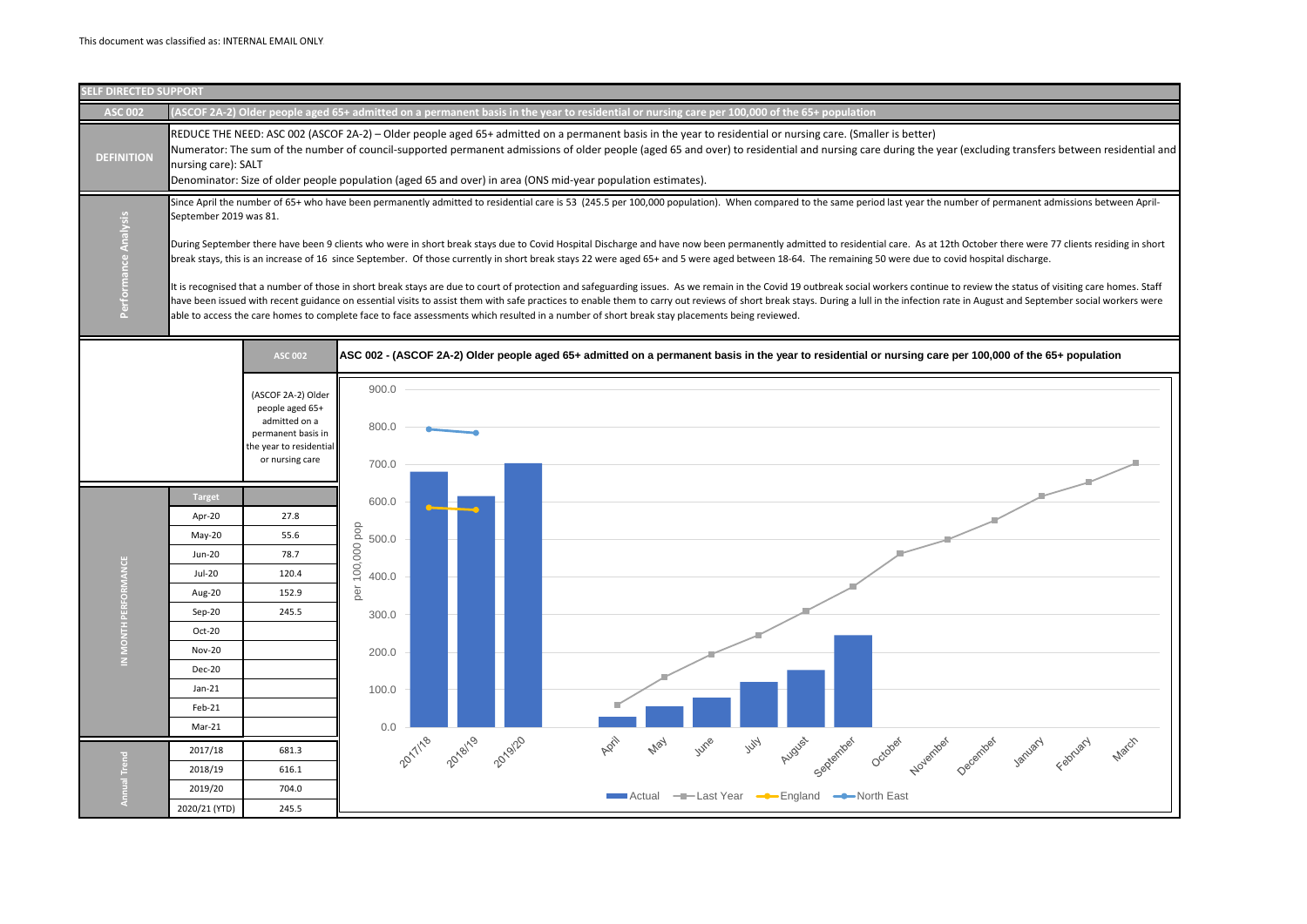This document was classified as: INTERNAL EMAIL ONLY

## SELF DIRECTED SUPPORT

**ASC 002** — (ASCOF 2A-2) Older people aged 65+ admitted on a permanent basis in the year to residential or nursing care per 100,000 of the 65+ population

**DEFINITION**

REDUCE THE NEED: ASC 002 (ASCOF 2A-2) – Older people aged 65+ admitted on a permanent basis in the year to residential or nursing care. (Smaller is better)
Numerator: The sum of the number of council-supported permanent admissions of older people (aged 65 and over) to residential and nursing care during the year (excluding transfers between residential and nursing care): SALT
Denominator: Size of older people population (aged 65 and over) in area (ONS mid-year population estimates).

**Performance Analysis**

Since April the number of 65+ who have been permanently admitted to residential care is 53 (245.5 per 100,000 population). When compared to the same period last year the number of permanent admissions between April-September 2019 was 81.

During September there have been 9 clients who were in short break stays due to Covid Hospital Discharge and have now been permanently admitted to residential care. As at 12th October there were 77 clients residing in short break stays, this is an increase of 16 since September. Of those currently in short break stays 22 were aged 65+ and 5 were aged between 18-64. The remaining 50 were due to covid hospital discharge.

It is recognised that a number of those in short break stays are due to court of protection and safeguarding issues. As we remain in the Covid 19 outbreak social workers continue to review the status of visiting care homes. Staff have been issued with recent guidance on essential visits to assist them with safe practices to enable them to carry out reviews of short break stays. During a lull in the infection rate in August and September social workers were able to access the care homes to complete face to face assessments which resulted in a number of short break stay placements being reviewed.

| | | ASC 002 (ASCOF 2A-2) Older people aged 65+ admitted on a permanent basis in the year to residential or nursing care |
|---|---|---|
| IN MONTH PERFORMANCE | Target | |
| | Apr-20 | 27.8 |
| | May-20 | 55.6 |
| | Jun-20 | 78.7 |
| | Jul-20 | 120.4 |
| | Aug-20 | 152.9 |
| | Sep-20 | 245.5 |
| | Oct-20 | |
| | Nov-20 | |
| | Dec-20 | |
| | Jan-21 | |
| | Feb-21 | |
| | Mar-21 | |
| Annual Trend | 2017/18 | 681.3 |
| | 2018/19 | 616.1 |
| | 2019/20 | 704.0 |
| | 2020/21 (YTD) | 245.5 |

**ASC 002 - (ASCOF 2A-2) Older people aged 65+ admitted on a permanent basis in the year to residential or nursing care per 100,000 of the 65+ population**

Chart: per 100,000 pop; series: Actual, Last Year, England, North East; categories 2017/18, 2018/19, 2019/20, April–March.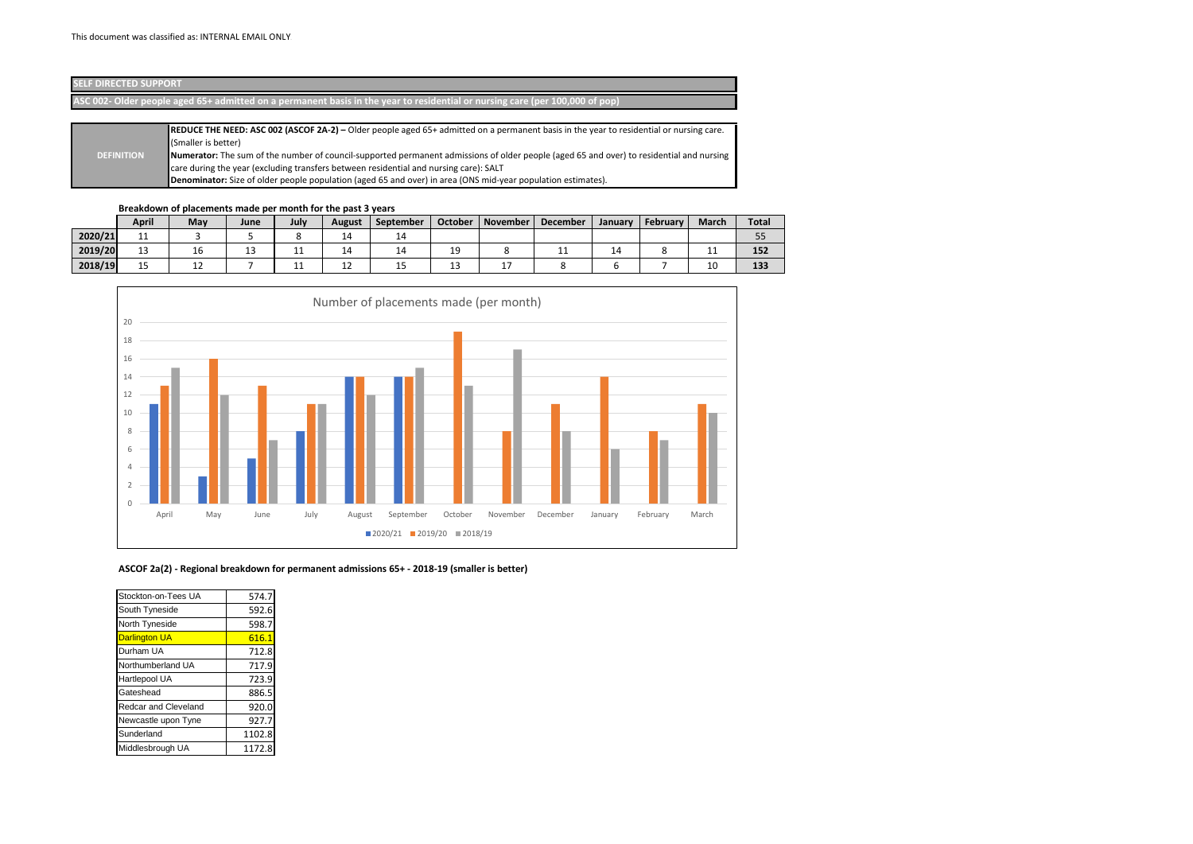## SELF DIRECTED SUPPORT

### ASC 002- Older people aged 65+ admitted on a permanent basis in the year to residential or nursing care (per 100,000 of pop)

| | |
|---|---|
| **DEFINITION** | **REDUCE THE NEED: ASC 002 (ASCOF 2A-2) –** Older people aged 65+ admitted on a permanent basis in the year to residential or nursing care. (Smaller is better)<br>**Numerator:** The sum of the number of council-supported permanent admissions of older people (aged 65 and over) to residential and nursing care during the year (excluding transfers between residential and nursing care): SALT<br>**Denominator:** Size of older people population (aged 65 and over) in area (ONS mid-year population estimates). |

**Breakdown of placements made per month for the past 3 years**

| | April | May | June | July | August | September | October | November | December | January | February | March | Total |
|---|---|---|---|---|---|---|---|---|---|---|---|---|---|
| **2020/21** | 11 | 3 | 5 | 8 | 14 | 14 | | | | | | | 55 |
| **2019/20** | 13 | 16 | 13 | 11 | 14 | 14 | 19 | 8 | 11 | 14 | 8 | 11 | 152 |
| **2018/19** | 15 | 12 | 7 | 11 | 12 | 15 | 13 | 17 | 8 | 6 | 7 | 10 | 133 |

**ASCOF 2a(2) - Regional breakdown for permanent admissions 65+ - 2018-19 (smaller is better)**

| | |
|---|---|
| Stockton-on-Tees UA | 574.7 |
| South Tyneside | 592.6 |
| North Tyneside | 598.7 |
| Darlington UA | 616.1 |
| Durham UA | 712.8 |
| Northumberland UA | 717.9 |
| Hartlepool UA | 723.9 |
| Gateshead | 886.5 |
| Redcar and Cleveland | 920.0 |
| Newcastle upon Tyne | 927.7 |
| Sunderland | 1102.8 |
| Middlesbrough UA | 1172.8 |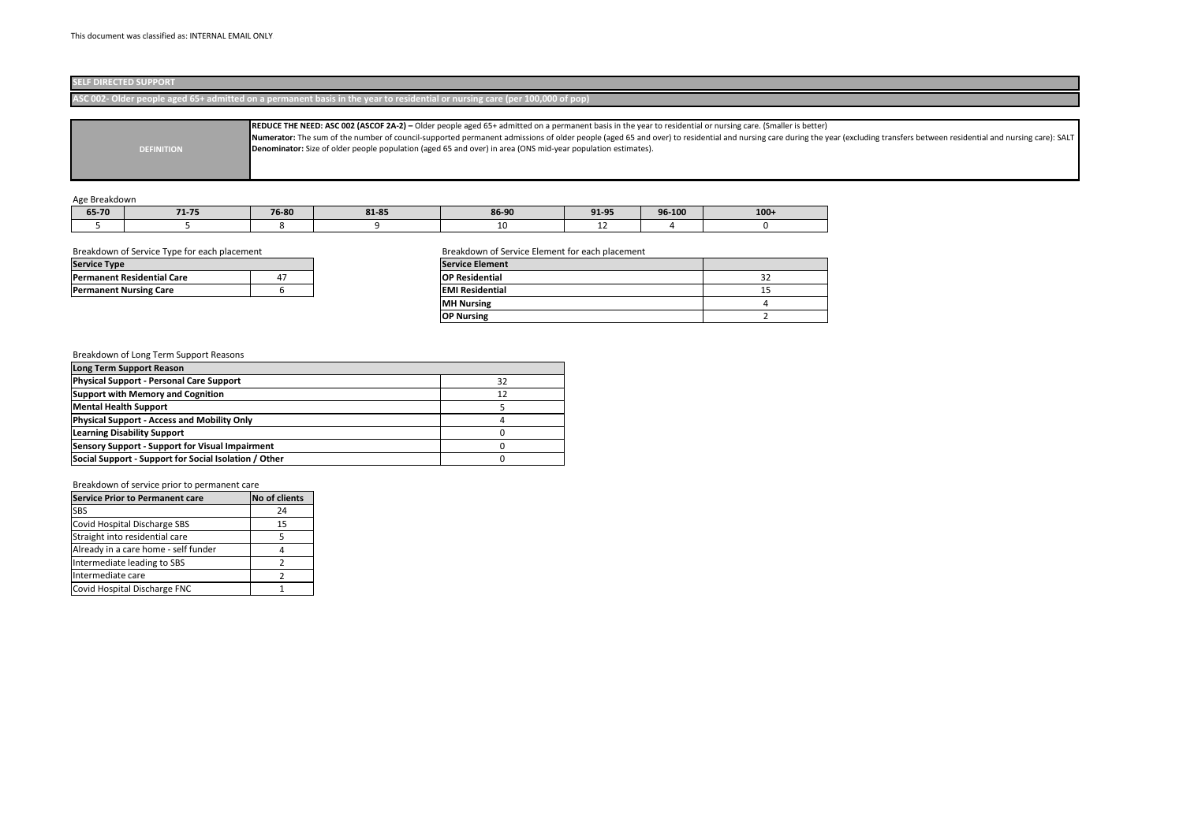This document was classified as: INTERNAL EMAIL ONLY

## SELF DIRECTED SUPPORT

### ASC 002- Older people aged 65+ admitted on a permanent basis in the year to residential or nursing care (per 100,000 of pop)

| DEFINITION | **REDUCE THE NEED: ASC 002 (ASCOF 2A-2) –** Older people aged 65+ admitted on a permanent basis in the year to residential or nursing care. (Smaller is better)<br>**Numerator:** The sum of the number of council-supported permanent admissions of older people (aged 65 and over) to residential and nursing care during the year (excluding transfers between residential and nursing care): SALT<br>**Denominator:** Size of older people population (aged 65 and over) in area (ONS mid-year population estimates). |
|---|---|

Age Breakdown

| 65-70 | 71-75 | 76-80 | 81-85 | 86-90 | 91-95 | 96-100 | 100+ |
|---|---|---|---|---|---|---|---|
| 5 | 5 | 8 | 9 | 10 | 12 | 4 | 0 |

Breakdown of Service Type for each placement

| Service Type | |
|---|---|
| **Permanent Residential Care** | 47 |
| **Permanent Nursing Care** | 6 |

Breakdown of Service Element for each placement

| Service Element | |
|---|---|
| **OP Residential** | 32 |
| **EMI Residential** | 15 |
| **MH Nursing** | 4 |
| **OP Nursing** | 2 |

Breakdown of Long Term Support Reasons

| Long Term Support Reason | |
|---|---|
| **Physical Support - Personal Care Support** | 32 |
| **Support with Memory and Cognition** | 12 |
| **Mental Health Support** | 5 |
| **Physical Support - Access and Mobility Only** | 4 |
| **Learning Disability Support** | 0 |
| **Sensory Support - Support for Visual Impairment** | 0 |
| **Social Support - Support for Social Isolation / Other** | 0 |

Breakdown of service prior to permanent care

| Service Prior to Permanent care | No of clients |
|---|---|
| SBS | 24 |
| Covid Hospital Discharge SBS | 15 |
| Straight into residential care | 5 |
| Already in a care home - self funder | 4 |
| Intermediate leading to SBS | 2 |
| Intermediate care | 2 |
| Covid Hospital Discharge FNC | 1 |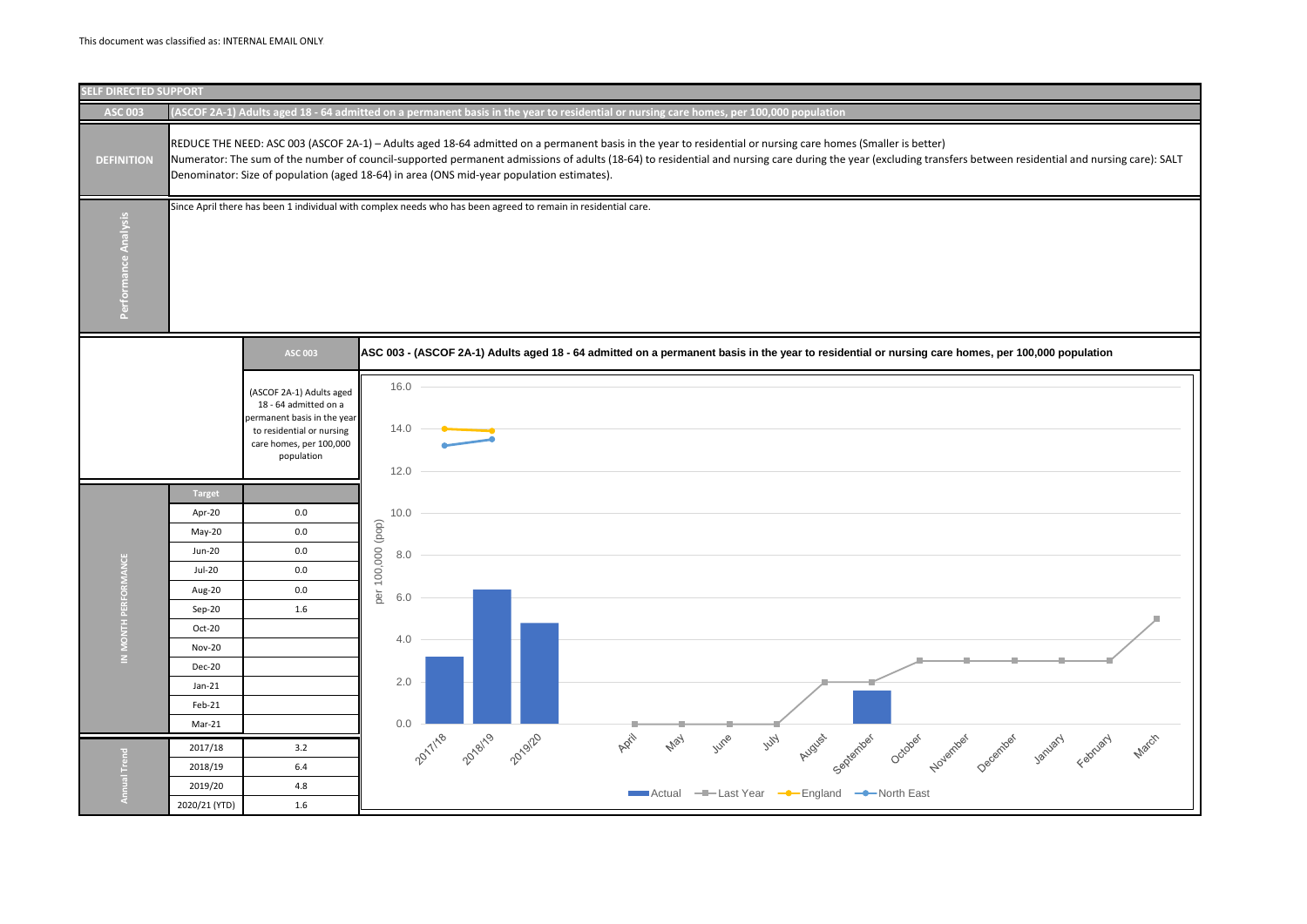This document was classified as: INTERNAL EMAIL ONLY

## SELF DIRECTED SUPPORT

### ASC 003 — (ASCOF 2A-1) Adults aged 18 - 64 admitted on a permanent basis in the year to residential or nursing care homes, per 100,000 population

**DEFINITION**

REDUCE THE NEED: ASC 003 (ASCOF 2A-1) – Adults aged 18-64 admitted on a permanent basis in the year to residential or nursing care homes (Smaller is better)

Numerator: The sum of the number of council-supported permanent admissions of adults (18-64) to residential and nursing care during the year (excluding transfers between residential and nursing care): SALT

Denominator: Size of population (aged 18-64) in area (ONS mid-year population estimates).

**Performance Analysis**

Since April there has been 1 individual with complex needs who has been agreed to remain in residential care.

| | | ASC 003 |
|---|---|---|
| | | (ASCOF 2A-1) Adults aged 18 - 64 admitted on a permanent basis in the year to residential or nursing care homes, per 100,000 population |
| | Target | |
| IN MONTH PERFORMANCE | Apr-20 | 0.0 |
| | May-20 | 0.0 |
| | Jun-20 | 0.0 |
| | Jul-20 | 0.0 |
| | Aug-20 | 0.0 |
| | Sep-20 | 1.6 |
| | Oct-20 | |
| | Nov-20 | |
| | Dec-20 | |
| | Jan-21 | |
| | Feb-21 | |
| | Mar-21 | |
| Annual Trend | 2017/18 | 3.2 |
| | 2018/19 | 6.4 |
| | 2019/20 | 4.8 |
| | 2020/21 (YTD) | 1.6 |

**ASC 003 - (ASCOF 2A-1) Adults aged 18 - 64 admitted on a permanent basis in the year to residential or nursing care homes, per 100,000 population**

Legend: Actual, Last Year, England, North East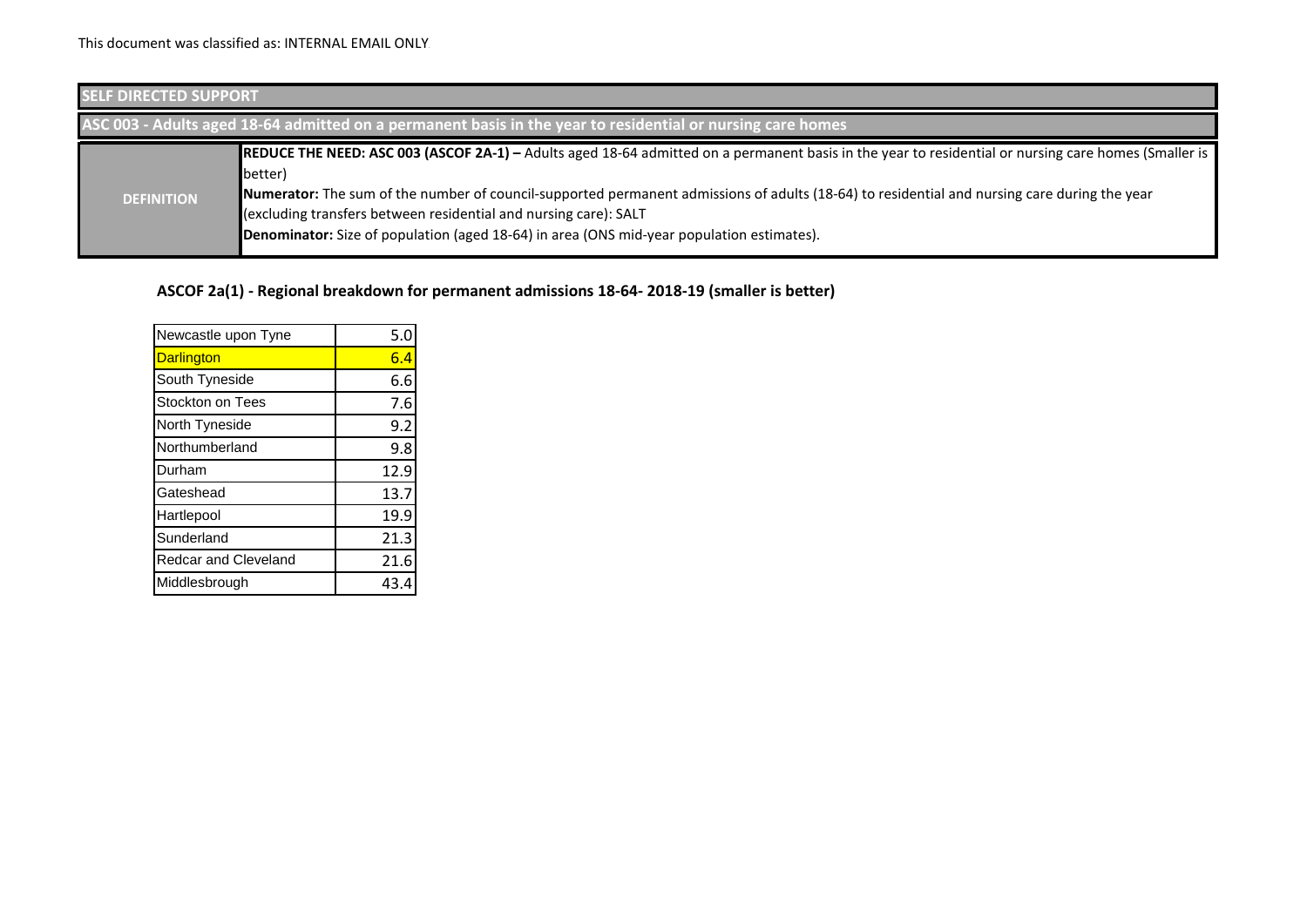This document was classified as: INTERNAL EMAIL ONLY

## SELF DIRECTED SUPPORT

### ASC 003 - Adults aged 18-64 admitted on a permanent basis in the year to residential or nursing care homes

| DEFINITION | |
|---|---|
| | **REDUCE THE NEED: ASC 003 (ASCOF 2A-1) –** Adults aged 18-64 admitted on a permanent basis in the year to residential or nursing care homes (Smaller is better)<br>**Numerator:** The sum of the number of council-supported permanent admissions of adults (18-64) to residential and nursing care during the year (excluding transfers between residential and nursing care): SALT<br>**Denominator:** Size of population (aged 18-64) in area (ONS mid-year population estimates). |

**ASCOF 2a(1) - Regional breakdown for permanent admissions 18-64- 2018-19 (smaller is better)**

| Area | Value |
|---|---|
| Newcastle upon Tyne | 5.0 |
| Darlington | 6.4 |
| South Tyneside | 6.6 |
| Stockton on Tees | 7.6 |
| North Tyneside | 9.2 |
| Northumberland | 9.8 |
| Durham | 12.9 |
| Gateshead | 13.7 |
| Hartlepool | 19.9 |
| Sunderland | 21.3 |
| Redcar and Cleveland | 21.6 |
| Middlesbrough | 43.4 |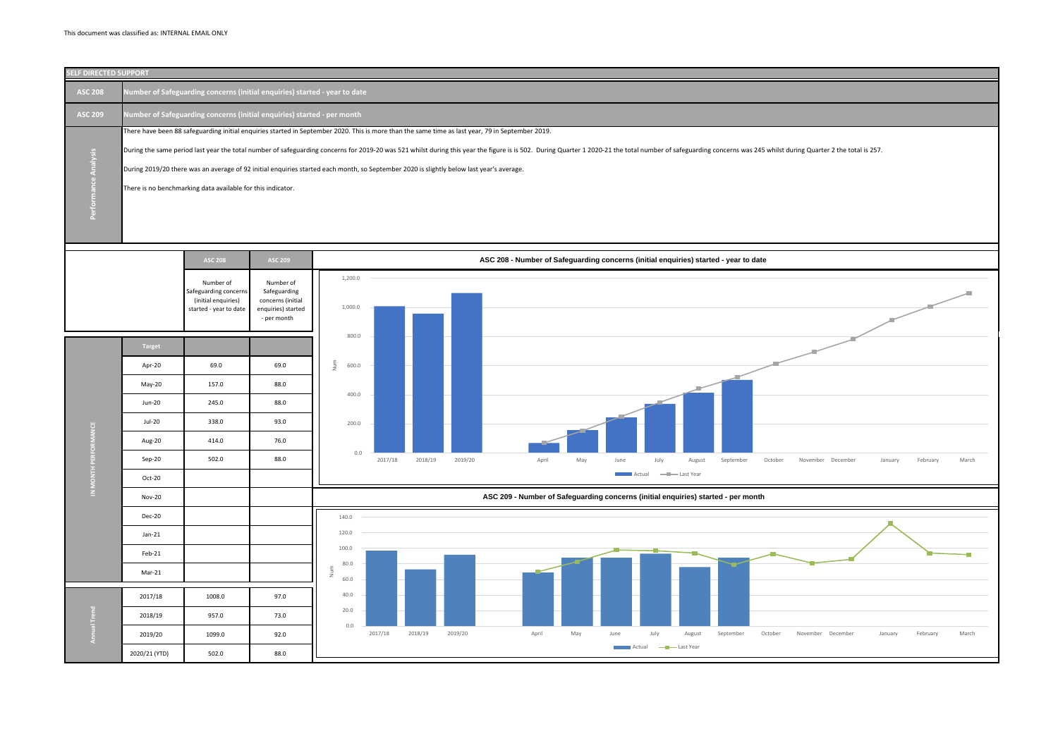This document was classified as: INTERNAL EMAIL ONLY

## SELF DIRECTED SUPPORT

**ASC 208** — Number of Safeguarding concerns (initial enquiries) started - year to date

**ASC 209** — Number of Safeguarding concerns (initial enquiries) started - per month

### Performance Analysis

There have been 88 safeguarding initial enquiries started in September 2020. This is more than the same time as last year, 79 in September 2019.

During the same period last year the total number of safeguarding concerns for 2019-20 was 521 whilst during this year the figure is is 502. During Quarter 1 2020-21 the total number of safeguarding concerns was 245 whilst during Quarter 2 the total is 257.

During 2019/20 there was an average of 92 initial enquiries started each month, so September 2020 is slightly below last year's average.

There is no benchmarking data available for this indicator.

| | | ASC 208 | ASC 209 |
|---|---|---|---|
| | | Number of Safeguarding concerns (initial enquiries) started - year to date | Number of Safeguarding concerns (initial enquiries) started - per month |
| | Target | | |
| IN MONTH PERFORMANCE | Apr-20 | 69.0 | 69.0 |
| | May-20 | 157.0 | 88.0 |
| | Jun-20 | 245.0 | 88.0 |
| | Jul-20 | 338.0 | 93.0 |
| | Aug-20 | 414.0 | 76.0 |
| | Sep-20 | 502.0 | 88.0 |
| | Oct-20 | | |
| | Nov-20 | | |
| | Dec-20 | | |
| | Jan-21 | | |
| | Feb-21 | | |
| | Mar-21 | | |
| Annual Trend | 2017/18 | 1008.0 | 97.0 |
| | 2018/19 | 957.0 | 73.0 |
| | 2019/20 | 1099.0 | 92.0 |
| | 2020/21 (YTD) | 502.0 | 88.0 |

**ASC 208 - Number of Safeguarding concerns (initial enquiries) started - year to date**

**ASC 209 - Number of Safeguarding concerns (initial enquiries) started - per month**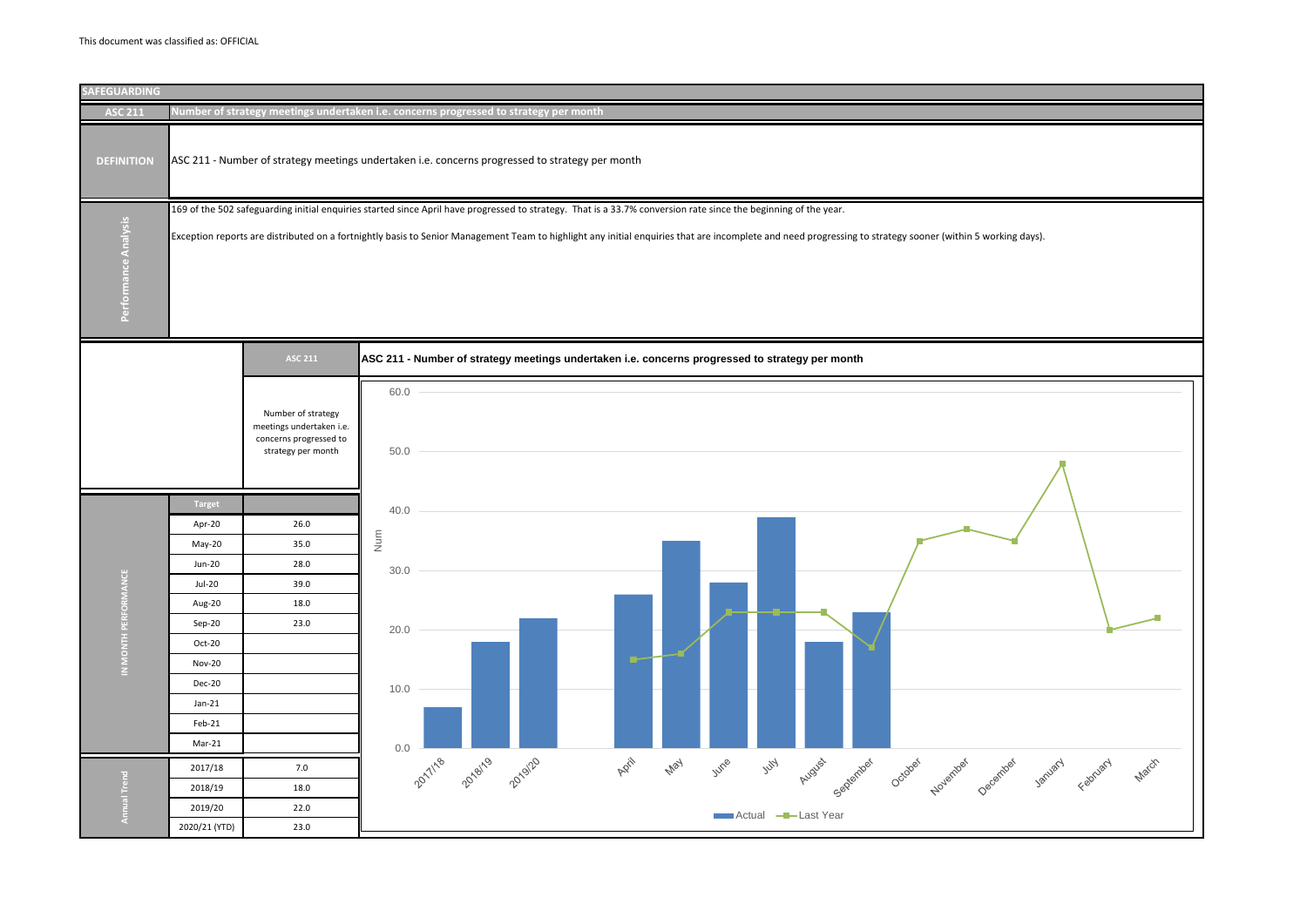This document was classified as: OFFICIAL

## SAFEGUARDING

**ASC 211** — Number of strategy meetings undertaken i.e. concerns progressed to strategy per month

**DEFINITION**

ASC 211 - Number of strategy meetings undertaken i.e. concerns progressed to strategy per month

**Performance Analysis**

169 of the 502 safeguarding initial enquiries started since April have progressed to strategy. That is a 33.7% conversion rate since the beginning of the year.

Exception reports are distributed on a fortnightly basis to Senior Management Team to highlight any initial enquiries that are incomplete and need progressing to strategy sooner (within 5 working days).

| | | ASC 211 |
|---|---|---|
| | | Number of strategy meetings undertaken i.e. concerns progressed to strategy per month |
| IN MONTH PERFORMANCE | Target | |
| | Apr-20 | 26.0 |
| | May-20 | 35.0 |
| | Jun-20 | 28.0 |
| | Jul-20 | 39.0 |
| | Aug-20 | 18.0 |
| | Sep-20 | 23.0 |
| | Oct-20 | |
| | Nov-20 | |
| | Dec-20 | |
| | Jan-21 | |
| | Feb-21 | |
| | Mar-21 | |
| Annual Trend | 2017/18 | 7.0 |
| | 2018/19 | 18.0 |
| | 2019/20 | 22.0 |
| | 2020/21 (YTD) | 23.0 |

**ASC 211 - Number of strategy meetings undertaken i.e. concerns progressed to strategy per month**

Num

60.0
50.0
40.0
30.0
20.0
10.0
0.0

2017/18, 2018/19, 2019/20, April, May, June, July, August, September, October, November, December, January, February, March

Actual — Last Year